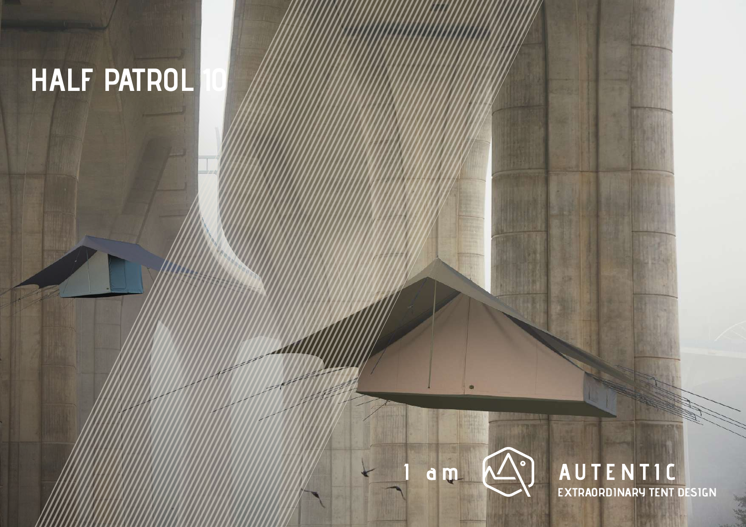# HALF PATROL 10

I am

AUTENTIC
EXTRAORDINARY TENT DESIGN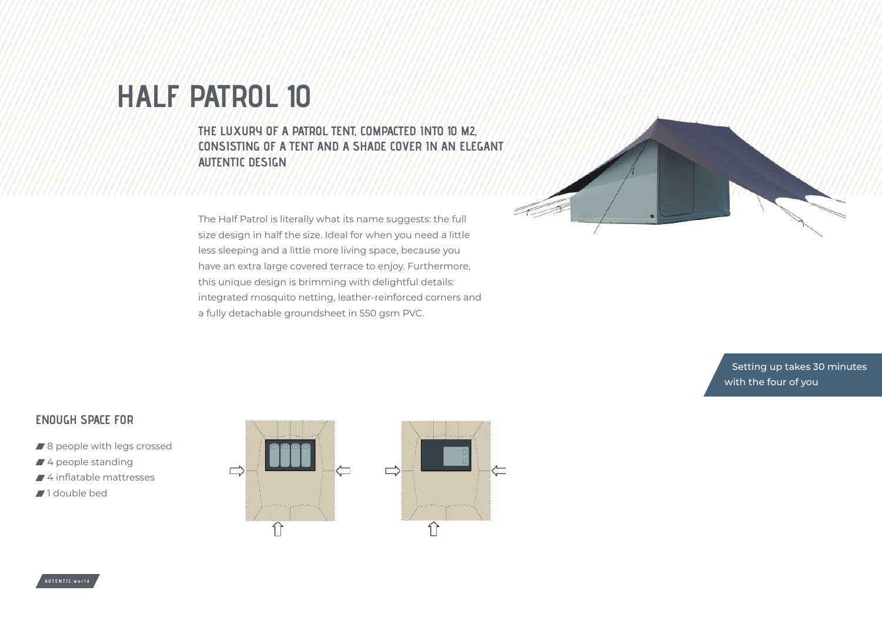# HALF PATROL 10

## THE LUXURY OF A PATROL TENT, COMPACTED INTO 10 M2, CONSISTING OF A TENT AND A SHADE COVER IN AN ELEGANT AUTENTIC DESIGN

The Half Patrol is literally what its name suggests: the full size design in half the size. Ideal for when you need a little less sleeping and a little more living space, because you have an extra large covered terrace to enjoy. Furthermore, this unique design is brimming with delightful details: integrated mosquito netting, leather-reinforced corners and a fully detachable groundsheet in 550 gsm PVC.

Setting up takes 30 minutes with the four of you

### ENOUGH SPACE FOR

- 8 people with legs crossed
- 4 people standing
- 4 inflatable mattresses
- 1 double bed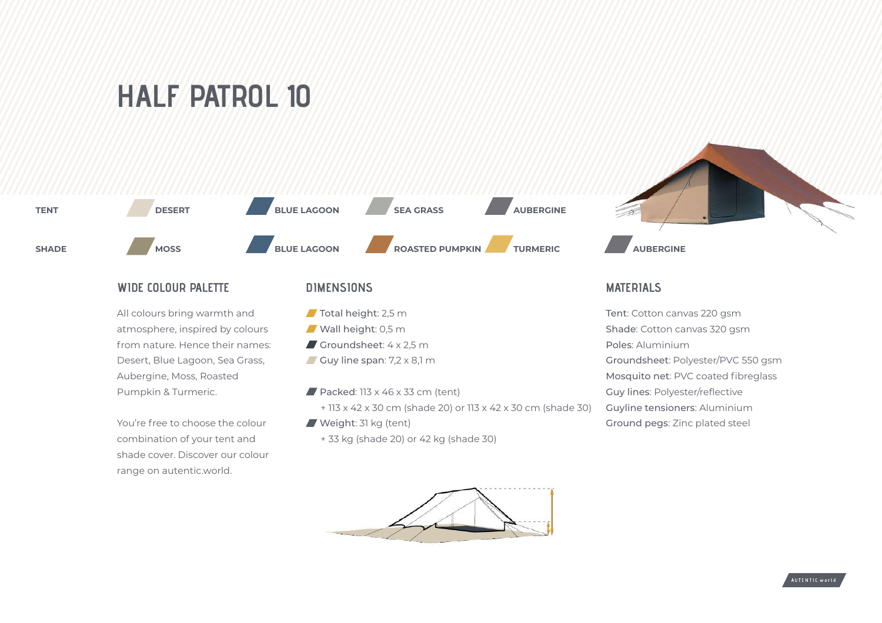# HALF PATROL 10

| | | | | | |
|---|---|---|---|---|---|
| **TENT** | **DESERT** | **BLUE LAGOON** | **SEA GRASS** | **AUBERGINE** | |
| **SHADE** | **MOSS** | **BLUE LAGOON** | **ROASTED PUMPKIN** | **TURMERIC** | **AUBERGINE** |

## WIDE COLOUR PALETTE

All colours bring warmth and atmosphere, inspired by colours from nature. Hence their names: Desert, Blue Lagoon, Sea Grass, Aubergine, Moss, Roasted Pumpkin & Turmeric.

You're free to choose the colour combination of your tent and shade cover. Discover our colour range on autentic.world.

## DIMENSIONS

- Total height: 2,5 m
- Wall height: 0,5 m
- Groundsheet: 4 x 2,5 m
- Guy line span: 7,2 x 8,1 m

- Packed: 113 x 46 x 33 cm (tent)
  + 113 x 42 x 30 cm (shade 20) or 113 x 42 x 30 cm (shade 30)
- Weight: 31 kg (tent)
  + 33 kg (shade 20) or 42 kg (shade 30)

## MATERIALS

Tent: Cotton canvas 220 gsm
Shade: Cotton canvas 320 gsm
Poles: Aluminium
Groundsheet: Polyester/PVC 550 gsm
Mosquito net: PVC coated fibreglass
Guy lines: Polyester/reflective
Guyline tensioners: Aluminium
Ground pegs: Zinc plated steel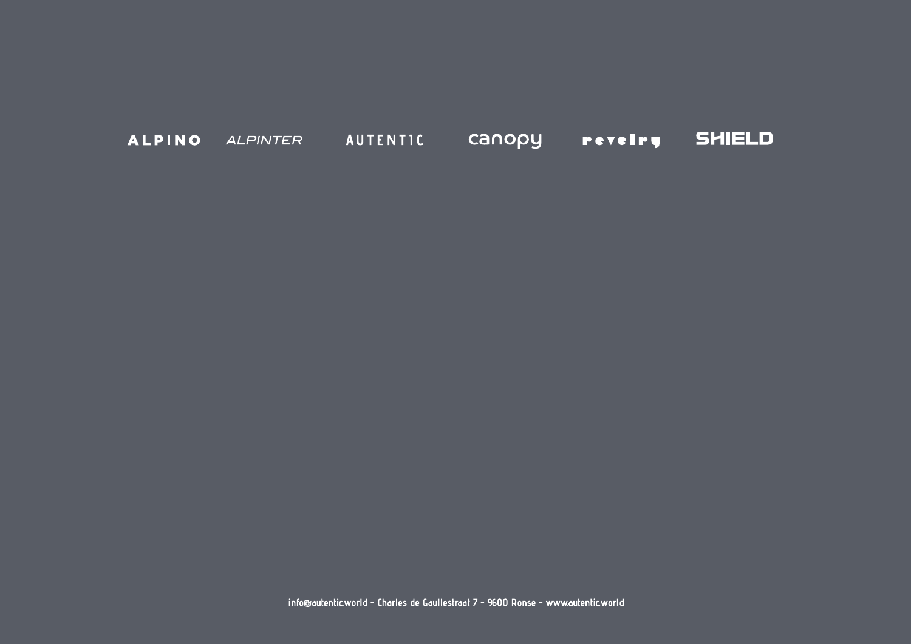ALPINO ALPINTER AUTENTIC canopy revelry SHIELD

info@autentic.world - Charles de Gaullestraat 7 - 9600 Ronse - www.autentic.world